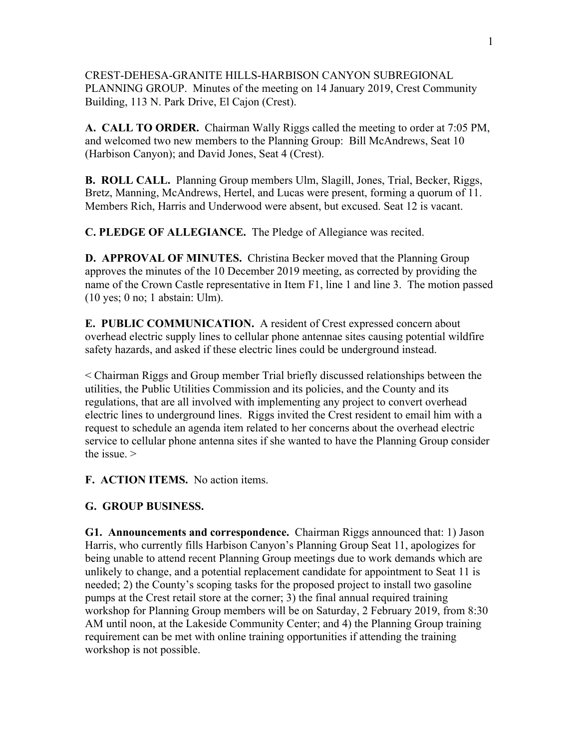CREST-DEHESA-GRANITE HILLS-HARBISON CANYON SUBREGIONAL PLANNING GROUP. Minutes of the meeting on 14 January 2019, Crest Community Building, 113 N. Park Drive, El Cajon (Crest).

**A. CALL TO ORDER.** Chairman Wally Riggs called the meeting to order at 7:05 PM, and welcomed two new members to the Planning Group: Bill McAndrews, Seat 10 (Harbison Canyon); and David Jones, Seat 4 (Crest).

**B. ROLL CALL.** Planning Group members Ulm, Slagill, Jones, Trial, Becker, Riggs, Bretz, Manning, McAndrews, Hertel, and Lucas were present, forming a quorum of 11. Members Rich, Harris and Underwood were absent, but excused. Seat 12 is vacant.

**C. PLEDGE OF ALLEGIANCE.** The Pledge of Allegiance was recited.

**D. APPROVAL OF MINUTES.** Christina Becker moved that the Planning Group approves the minutes of the 10 December 2019 meeting, as corrected by providing the name of the Crown Castle representative in Item F1, line 1 and line 3. The motion passed (10 yes; 0 no; 1 abstain: Ulm).

**E. PUBLIC COMMUNICATION.** A resident of Crest expressed concern about overhead electric supply lines to cellular phone antennae sites causing potential wildfire safety hazards, and asked if these electric lines could be underground instead.

< Chairman Riggs and Group member Trial briefly discussed relationships between the utilities, the Public Utilities Commission and its policies, and the County and its regulations, that are all involved with implementing any project to convert overhead electric lines to underground lines. Riggs invited the Crest resident to email him with a request to schedule an agenda item related to her concerns about the overhead electric service to cellular phone antenna sites if she wanted to have the Planning Group consider the issue. >

**F. ACTION ITEMS.** No action items.

**G. GROUP BUSINESS.**

**G1. Announcements and correspondence.** Chairman Riggs announced that: 1) Jason Harris, who currently fills Harbison Canyon's Planning Group Seat 11, apologizes for being unable to attend recent Planning Group meetings due to work demands which are unlikely to change, and a potential replacement candidate for appointment to Seat 11 is needed; 2) the County's scoping tasks for the proposed project to install two gasoline pumps at the Crest retail store at the corner; 3) the final annual required training workshop for Planning Group members will be on Saturday, 2 February 2019, from 8:30 AM until noon, at the Lakeside Community Center; and 4) the Planning Group training requirement can be met with online training opportunities if attending the training workshop is not possible.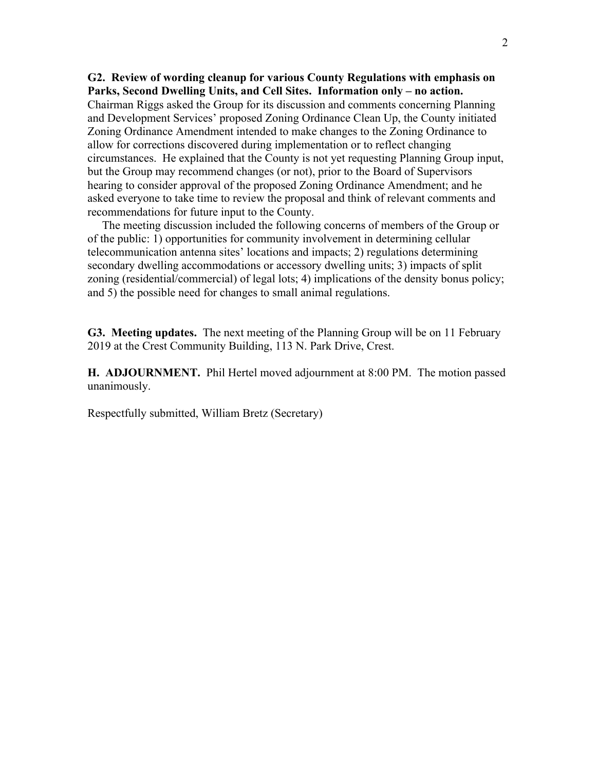**G2. Review of wording cleanup for various County Regulations with emphasis on Parks, Second Dwelling Units, and Cell Sites. Information only – no action.** Chairman Riggs asked the Group for its discussion and comments concerning Planning and Development Services' proposed Zoning Ordinance Clean Up, the County initiated Zoning Ordinance Amendment intended to make changes to the Zoning Ordinance to allow for corrections discovered during implementation or to reflect changing circumstances. He explained that the County is not yet requesting Planning Group input, but the Group may recommend changes (or not), prior to the Board of Supervisors hearing to consider approval of the proposed Zoning Ordinance Amendment; and he asked everyone to take time to review the proposal and think of relevant comments and recommendations for future input to the County.

The meeting discussion included the following concerns of members of the Group or of the public: 1) opportunities for community involvement in determining cellular telecommunication antenna sites' locations and impacts; 2) regulations determining secondary dwelling accommodations or accessory dwelling units; 3) impacts of split zoning (residential/commercial) of legal lots; 4) implications of the density bonus policy; and 5) the possible need for changes to small animal regulations.

**G3. Meeting updates.** The next meeting of the Planning Group will be on 11 February 2019 at the Crest Community Building, 113 N. Park Drive, Crest.

**H. ADJOURNMENT.** Phil Hertel moved adjournment at 8:00 PM. The motion passed unanimously.

Respectfully submitted, William Bretz (Secretary)